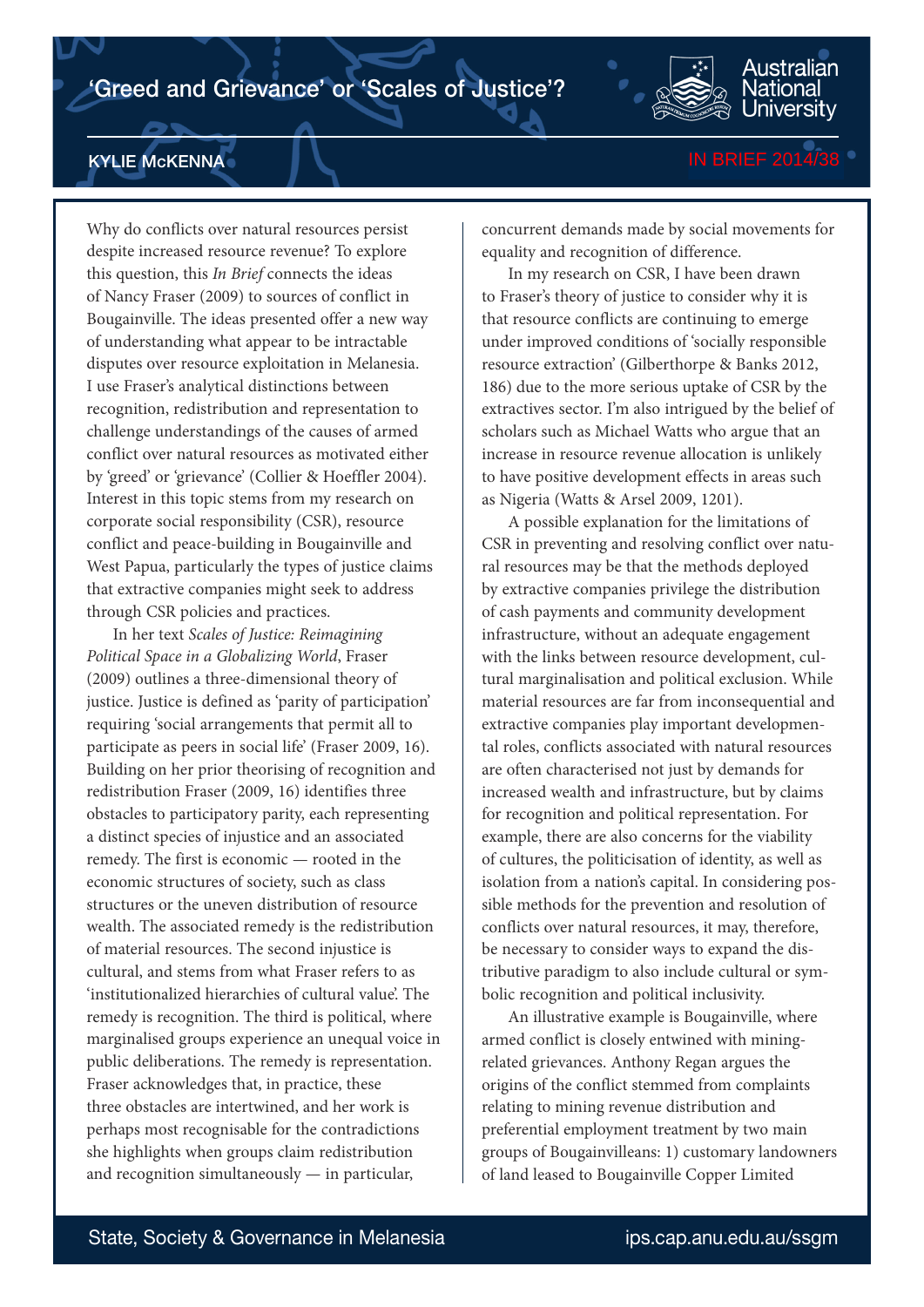# ‘Greed and Grievance’ or ‘Scales of Justice’?

KYLIE McKENNA

IN BRIEF 2014/38

Why do conflicts over natural resources persist despite increased resource revenue? To explore this question, this *In Brief* connects the ideas of Nancy Fraser (2009) to sources of conflict in Bougainville. The ideas presented offer a new way of understanding what appear to be intractable disputes over resource exploitation in Melanesia. I use Fraser’s analytical distinctions between recognition, redistribution and representation to challenge understandings of the causes of armed conflict over natural resources as motivated either by ‘greed’ or ‘grievance’ (Collier & Hoeffler 2004). Interest in this topic stems from my research on corporate social responsibility (CSR), resource conflict and peace-building in Bougainville and West Papua, particularly the types of justice claims that extractive companies might seek to address through CSR policies and practices.

In her text *Scales of Justice: Reimagining Political Space in a Globalizing World*, Fraser (2009) outlines a three-dimensional theory of justice. Justice is defined as ‘parity of participation’ requiring ‘social arrangements that permit all to participate as peers in social life’ (Fraser 2009, 16). Building on her prior theorising of recognition and redistribution Fraser (2009, 16) identifies three obstacles to participatory parity, each representing a distinct species of injustice and an associated remedy. The first is economic — rooted in the economic structures of society, such as class structures or the uneven distribution of resource wealth. The associated remedy is the redistribution of material resources. The second injustice is cultural, and stems from what Fraser refers to as ‘institutionalized hierarchies of cultural value’. The remedy is recognition. The third is political, where marginalised groups experience an unequal voice in public deliberations. The remedy is representation. Fraser acknowledges that, in practice, these three obstacles are intertwined, and her work is perhaps most recognisable for the contradictions she highlights when groups claim redistribution and recognition simultaneously — in particular, concurrent demands made by social movements for equality and recognition of difference.

In my research on CSR, I have been drawn to Fraser’s theory of justice to consider why it is that resource conflicts are continuing to emerge under improved conditions of ‘socially responsible resource extraction’ (Gilberthorpe & Banks 2012, 186) due to the more serious uptake of CSR by the extractives sector. I’m also intrigued by the belief of scholars such as Michael Watts who argue that an increase in resource revenue allocation is unlikely to have positive development effects in areas such as Nigeria (Watts & Arsel 2009, 1201).

A possible explanation for the limitations of CSR in preventing and resolving conflict over natural resources may be that the methods deployed by extractive companies privilege the distribution of cash payments and community development infrastructure, without an adequate engagement with the links between resource development, cultural marginalisation and political exclusion. While material resources are far from inconsequential and extractive companies play important developmental roles, conflicts associated with natural resources are often characterised not just by demands for increased wealth and infrastructure, but by claims for recognition and political representation. For example, there are also concerns for the viability of cultures, the politicisation of identity, as well as isolation from a nation’s capital. In considering possible methods for the prevention and resolution of conflicts over natural resources, it may, therefore, be necessary to consider ways to expand the distributive paradigm to also include cultural or symbolic recognition and political inclusivity.

An illustrative example is Bougainville, where armed conflict is closely entwined with mining-related grievances. Anthony Regan argues the origins of the conflict stemmed from complaints relating to mining revenue distribution and preferential employment treatment by two main groups of Bougainvilleans: 1) customary landowners of land leased to Bougainville Copper Limited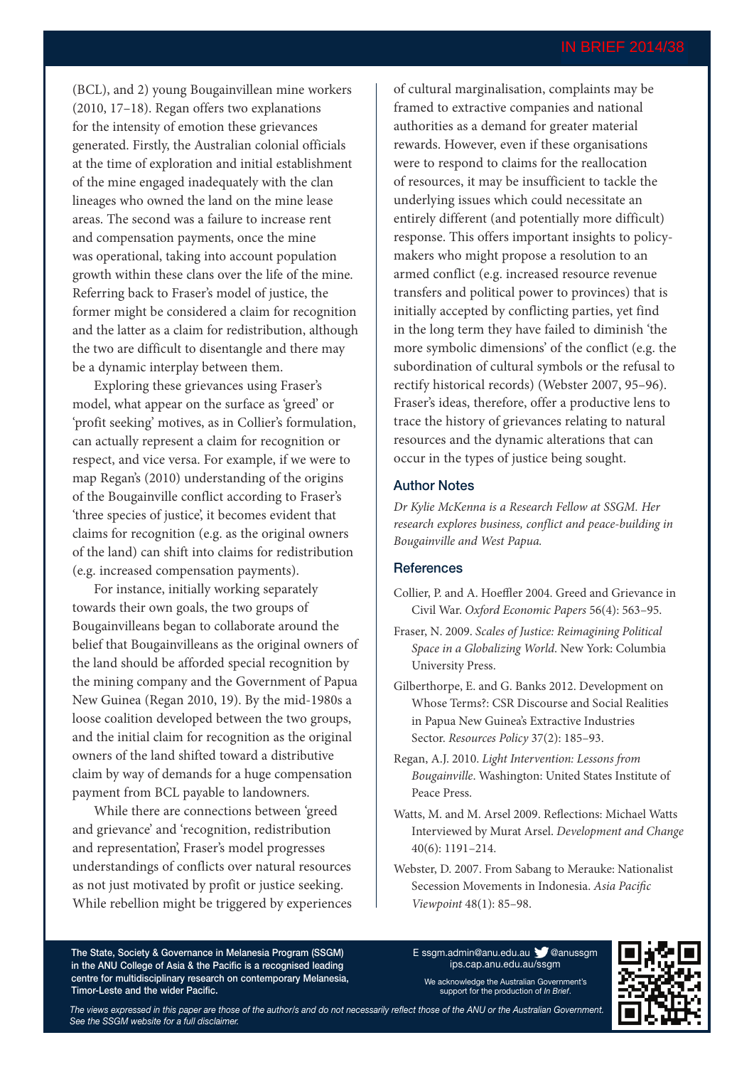(BCL), and 2) young Bougainvillean mine workers (2010, 17–18). Regan offers two explanations for the intensity of emotion these grievances generated. Firstly, the Australian colonial officials at the time of exploration and initial establishment of the mine engaged inadequately with the clan lineages who owned the land on the mine lease areas. The second was a failure to increase rent and compensation payments, once the mine was operational, taking into account population growth within these clans over the life of the mine. Referring back to Fraser's model of justice, the former might be considered a claim for recognition and the latter as a claim for redistribution, although the two are difficult to disentangle and there may be a dynamic interplay between them.

Exploring these grievances using Fraser's model, what appear on the surface as 'greed' or 'profit seeking' motives, as in Collier's formulation, can actually represent a claim for recognition or respect, and vice versa. For example, if we were to map Regan's (2010) understanding of the origins of the Bougainville conflict according to Fraser's 'three species of justice', it becomes evident that claims for recognition (e.g. as the original owners of the land) can shift into claims for redistribution (e.g. increased compensation payments).

For instance, initially working separately towards their own goals, the two groups of Bougainvilleans began to collaborate around the belief that Bougainvilleans as the original owners of the land should be afforded special recognition by the mining company and the Government of Papua New Guinea (Regan 2010, 19). By the mid-1980s a loose coalition developed between the two groups, and the initial claim for recognition as the original owners of the land shifted toward a distributive claim by way of demands for a huge compensation payment from BCL payable to landowners.

While there are connections between 'greed and grievance' and 'recognition, redistribution and representation', Fraser's model progresses understandings of conflicts over natural resources as not just motivated by profit or justice seeking. While rebellion might be triggered by experiences of cultural marginalisation, complaints may be framed to extractive companies and national authorities as a demand for greater material rewards. However, even if these organisations were to respond to claims for the reallocation of resources, it may be insufficient to tackle the underlying issues which could necessitate an entirely different (and potentially more difficult) response. This offers important insights to policy-makers who might propose a resolution to an armed conflict (e.g. increased resource revenue transfers and political power to provinces) that is initially accepted by conflicting parties, yet find in the long term they have failed to diminish 'the more symbolic dimensions' of the conflict (e.g. the subordination of cultural symbols or the refusal to rectify historical records) (Webster 2007, 95–96). Fraser's ideas, therefore, offer a productive lens to trace the history of grievances relating to natural resources and the dynamic alterations that can occur in the types of justice being sought.

## Author Notes

*Dr Kylie McKenna is a Research Fellow at SSGM. Her research explores business, conflict and peace-building in Bougainville and West Papua.*

## References

Collier, P. and A. Hoeffler 2004. Greed and Grievance in Civil War. *Oxford Economic Papers* 56(4): 563–95.

Fraser, N. 2009. *Scales of Justice: Reimagining Political Space in a Globalizing World*. New York: Columbia University Press.

Gilberthorpe, E. and G. Banks 2012. Development on Whose Terms?: CSR Discourse and Social Realities in Papua New Guinea's Extractive Industries Sector. *Resources Policy* 37(2): 185–93.

Regan, A.J. 2010. *Light Intervention: Lessons from Bougainville*. Washington: United States Institute of Peace Press.

Watts, M. and M. Arsel 2009. Reflections: Michael Watts Interviewed by Murat Arsel. *Development and Change* 40(6): 1191–214.

Webster, D. 2007. From Sabang to Merauke: Nationalist Secession Movements in Indonesia. *Asia Pacific Viewpoint* 48(1): 85–98.

The State, Society & Governance in Melanesia Program (SSGM) in the ANU College of Asia & the Pacific is a recognised leading centre for multidisciplinary research on contemporary Melanesia, Timor-Leste and the wider Pacific.

E ssgm.admin@anu.edu.au @anussgm
ips.cap.anu.edu.au/ssgm

We acknowledge the Australian Government's support for the production of *In Brief*.

*The views expressed in this paper are those of the author/s and do not necessarily reflect those of the ANU or the Australian Government. See the SSGM website for a full disclaimer.*